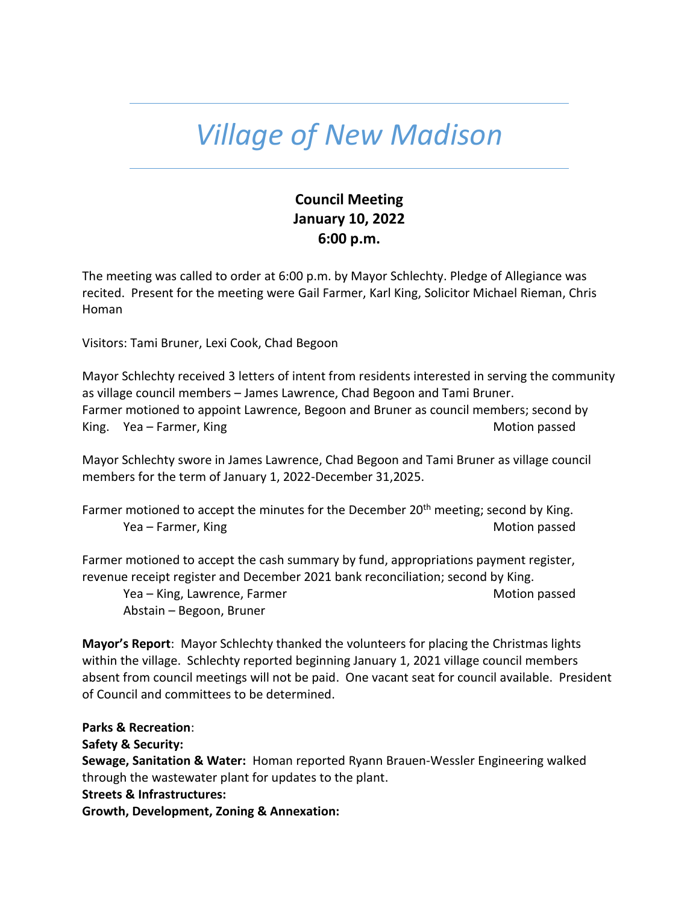# *Village of New Madison*

**Council Meeting**
**January 10, 2022**
**6:00 p.m.**

The meeting was called to order at 6:00 p.m. by Mayor Schlechty. Pledge of Allegiance was recited. Present for the meeting were Gail Farmer, Karl King, Solicitor Michael Rieman, Chris Homan

Visitors: Tami Bruner, Lexi Cook, Chad Begoon

Mayor Schlechty received 3 letters of intent from residents interested in serving the community as village council members – James Lawrence, Chad Begoon and Tami Bruner.
Farmer motioned to appoint Lawrence, Begoon and Bruner as council members; second by King. Yea – Farmer, King Motion passed

Mayor Schlechty swore in James Lawrence, Chad Begoon and Tami Bruner as village council members for the term of January 1, 2022-December 31,2025.

Farmer motioned to accept the minutes for the December 20th meeting; second by King.
Yea – Farmer, King Motion passed

Farmer motioned to accept the cash summary by fund, appropriations payment register, revenue receipt register and December 2021 bank reconciliation; second by King.
Yea – King, Lawrence, Farmer Motion passed
Abstain – Begoon, Bruner

**Mayor's Report**: Mayor Schlechty thanked the volunteers for placing the Christmas lights within the village. Schlechty reported beginning January 1, 2021 village council members absent from council meetings will not be paid. One vacant seat for council available. President of Council and committees to be determined.

**Parks & Recreation**:
**Safety & Security:**
**Sewage, Sanitation & Water:** Homan reported Ryann Brauen-Wessler Engineering walked through the wastewater plant for updates to the plant.
**Streets & Infrastructures:**
**Growth, Development, Zoning & Annexation:**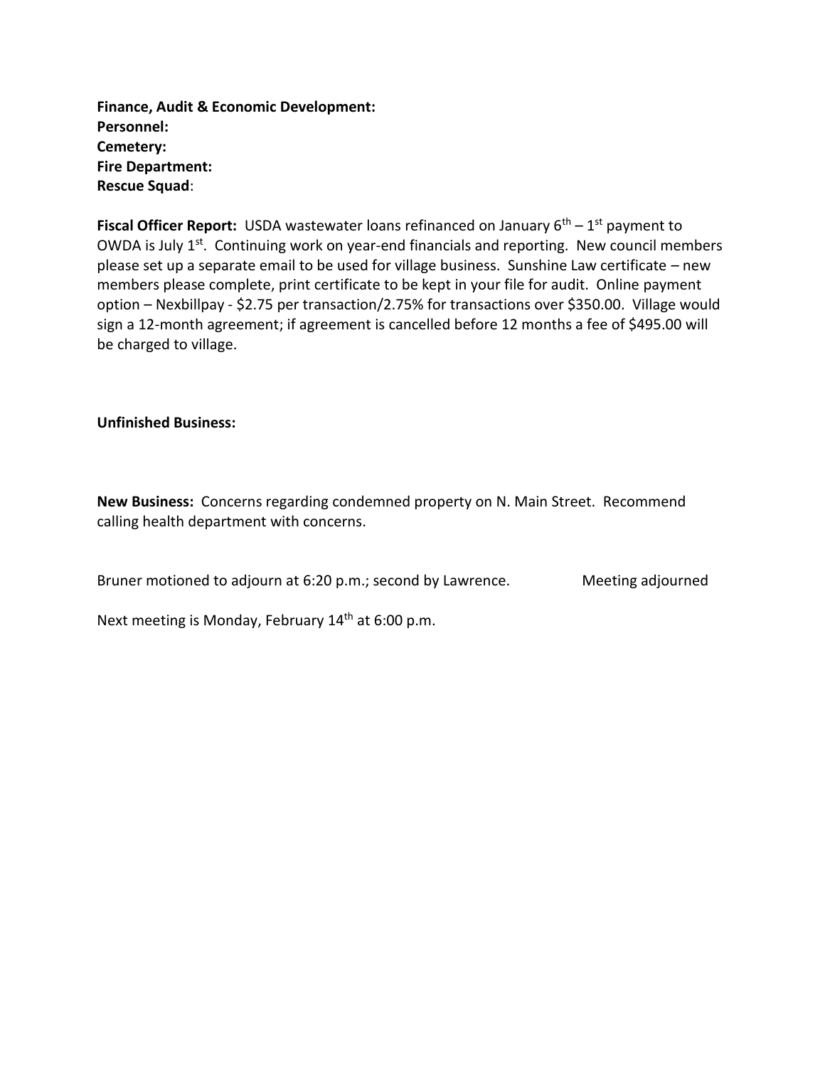**Finance, Audit & Economic Development:**
**Personnel:**
**Cemetery:**
**Fire Department:**
**Rescue Squad**:

**Fiscal Officer Report:** USDA wastewater loans refinanced on January 6th – 1st payment to OWDA is July 1st. Continuing work on year-end financials and reporting. New council members please set up a separate email to be used for village business. Sunshine Law certificate – new members please complete, print certificate to be kept in your file for audit. Online payment option – Nexbillpay - $2.75 per transaction/2.75% for transactions over $350.00. Village would sign a 12-month agreement; if agreement is cancelled before 12 months a fee of $495.00 will be charged to village.

**Unfinished Business:**

**New Business:** Concerns regarding condemned property on N. Main Street. Recommend calling health department with concerns.

Bruner motioned to adjourn at 6:20 p.m.; second by Lawrence. Meeting adjourned

Next meeting is Monday, February 14th at 6:00 p.m.